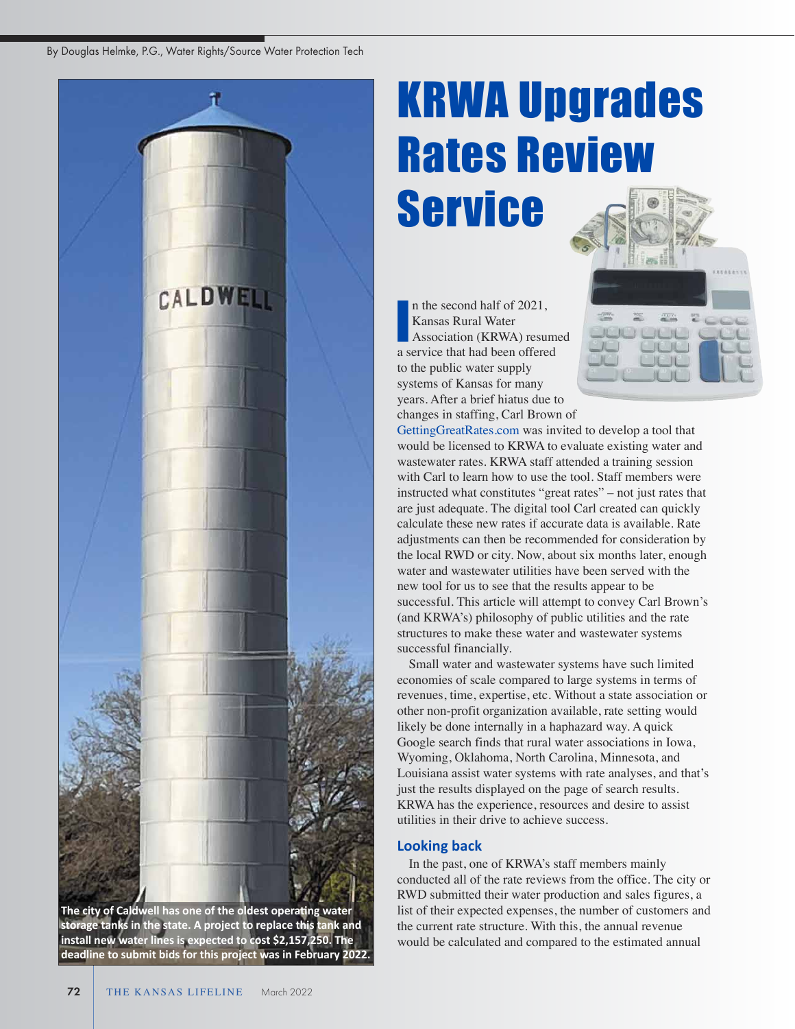By Douglas Helmke, P.G., Water Rights/Source Water Protection Tech

# KRWA Upgrades Rates Review Service

The city of Caldwell has one of the oldest operating water storage tanks in the state. A project to replace this tank and install new water lines is expected to cost $2,157,250. The deadline to submit bids for this project was in February 2022.

In the second half of 2021, Kansas Rural Water Association (KRWA) resumed a service that had been offered to the public water supply systems of Kansas for many years. After a brief hiatus due to changes in staffing, Carl Brown of GettingGreatRates.com was invited to develop a tool that would be licensed to KRWA to evaluate existing water and wastewater rates. KRWA staff attended a training session with Carl to learn how to use the tool. Staff members were instructed what constitutes "great rates" – not just rates that are just adequate. The digital tool Carl created can quickly calculate these new rates if accurate data is available. Rate adjustments can then be recommended for consideration by the local RWD or city. Now, about six months later, enough water and wastewater utilities have been served with the new tool for us to see that the results appear to be successful. This article will attempt to convey Carl Brown's (and KRWA's) philosophy of public utilities and the rate structures to make these water and wastewater systems successful financially.

Small water and wastewater systems have such limited economies of scale compared to large systems in terms of revenues, time, expertise, etc. Without a state association or other non-profit organization available, rate setting would likely be done internally in a haphazard way. A quick Google search finds that rural water associations in Iowa, Wyoming, Oklahoma, North Carolina, Minnesota, and Louisiana assist water systems with rate analyses, and that's just the results displayed on the page of search results. KRWA has the experience, resources and desire to assist utilities in their drive to achieve success.

## Looking back

In the past, one of KRWA's staff members mainly conducted all of the rate reviews from the office. The city or RWD submitted their water production and sales figures, a list of their expected expenses, the number of customers and the current rate structure. With this, the annual revenue would be calculated and compared to the estimated annual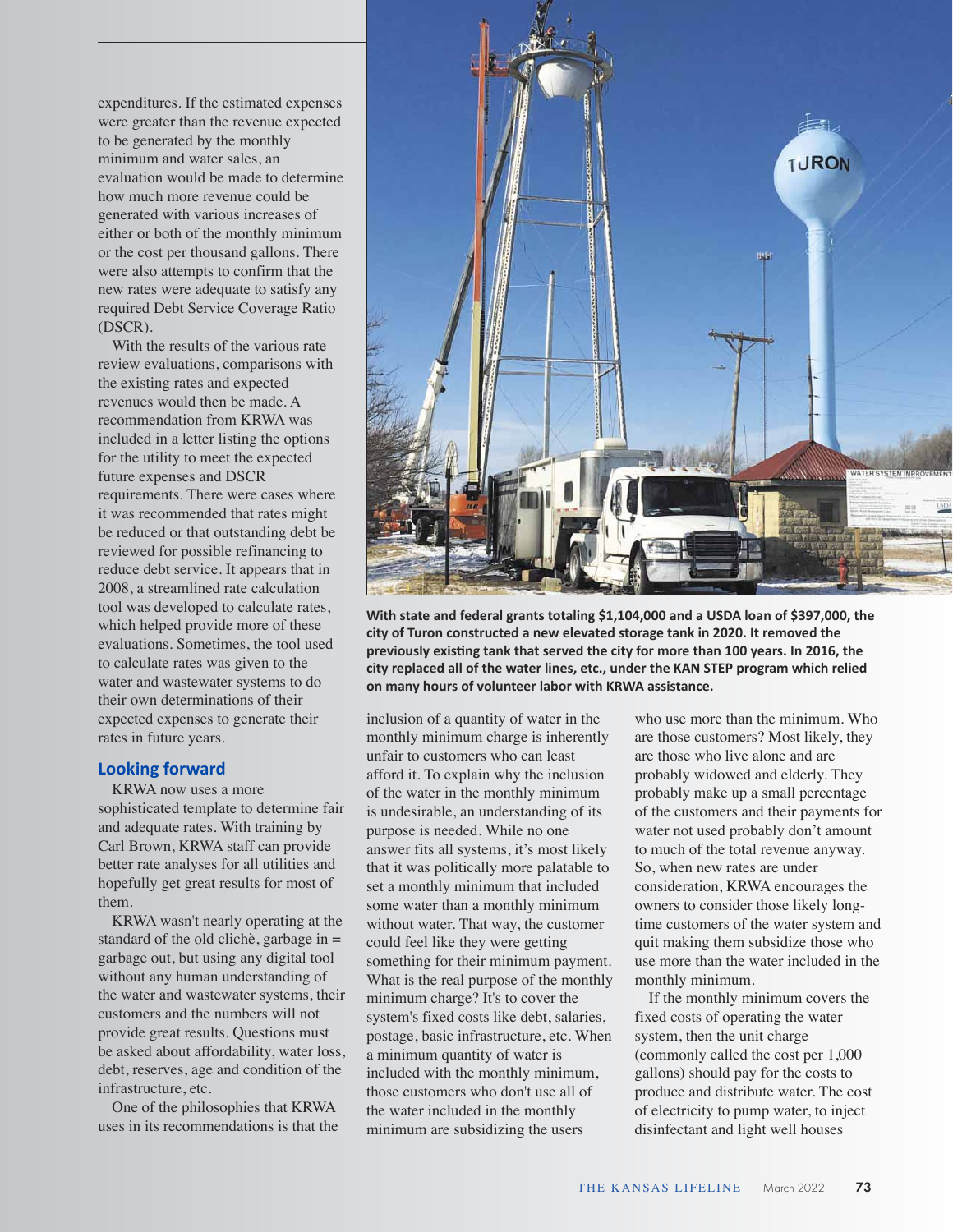expenditures. If the estimated expenses were greater than the revenue expected to be generated by the monthly minimum and water sales, an evaluation would be made to determine how much more revenue could be generated with various increases of either or both of the monthly minimum or the cost per thousand gallons. There were also attempts to confirm that the new rates were adequate to satisfy any required Debt Service Coverage Ratio (DSCR).

With the results of the various rate review evaluations, comparisons with the existing rates and expected revenues would then be made. A recommendation from KRWA was included in a letter listing the options for the utility to meet the expected future expenses and DSCR requirements. There were cases where it was recommended that rates might be reduced or that outstanding debt be reviewed for possible refinancing to reduce debt service. It appears that in 2008, a streamlined rate calculation tool was developed to calculate rates, which helped provide more of these evaluations. Sometimes, the tool used to calculate rates was given to the water and wastewater systems to do their own determinations of their expected expenses to generate their rates in future years.

## Looking forward

KRWA now uses a more sophisticated template to determine fair and adequate rates. With training by Carl Brown, KRWA staff can provide better rate analyses for all utilities and hopefully get great results for most of them.

KRWA wasn't nearly operating at the standard of the old clichè, garbage in = garbage out, but using any digital tool without any human understanding of the water and wastewater systems, their customers and the numbers will not provide great results. Questions must be asked about affordability, water loss, debt, reserves, age and condition of the infrastructure, etc.

One of the philosophies that KRWA uses in its recommendations is that the inclusion of a quantity of water in the monthly minimum charge is inherently unfair to customers who can least afford it. To explain why the inclusion of the water in the monthly minimum is undesirable, an understanding of its purpose is needed. While no one answer fits all systems, it's most likely that it was politically more palatable to set a monthly minimum that included some water than a monthly minimum without water. That way, the customer could feel like they were getting something for their minimum payment. What is the real purpose of the monthly minimum charge? It's to cover the system's fixed costs like debt, salaries, postage, basic infrastructure, etc. When a minimum quantity of water is included with the monthly minimum, those customers who don't use all of the water included in the monthly minimum are subsidizing the users who use more than the minimum. Who are those customers? Most likely, they are those who live alone and are probably widowed and elderly. They probably make up a small percentage of the customers and their payments for water not used probably don't amount to much of the total revenue anyway. So, when new rates are under consideration, KRWA encourages the owners to consider those likely long-time customers of the water system and quit making them subsidize those who use more than the water included in the monthly minimum.

If the monthly minimum covers the fixed costs of operating the water system, then the unit charge (commonly called the cost per 1,000 gallons) should pay for the costs to produce and distribute water. The cost of electricity to pump water, to inject disinfectant and light well houses

**With state and federal grants totaling $1,104,000 and a USDA loan of $397,000, the city of Turon constructed a new elevated storage tank in 2020. It removed the previously existing tank that served the city for more than 100 years. In 2016, the city replaced all of the water lines, etc., under the KAN STEP program which relied on many hours of volunteer labor with KRWA assistance.**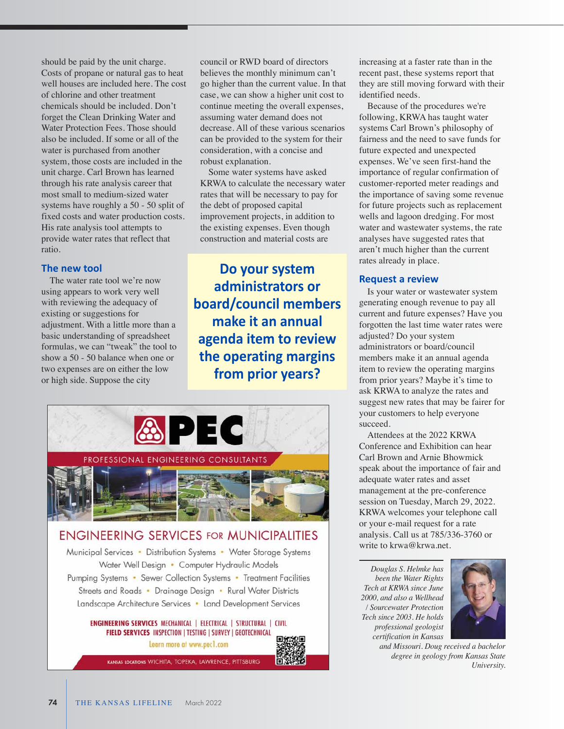should be paid by the unit charge. Costs of propane or natural gas to heat well houses are included here. The cost of chlorine and other treatment chemicals should be included. Don't forget the Clean Drinking Water and Water Protection Fees. Those should also be included. If some or all of the water is purchased from another system, those costs are included in the unit charge. Carl Brown has learned through his rate analysis career that most small to medium-sized water systems have roughly a 50 - 50 split of fixed costs and water production costs. His rate analysis tool attempts to provide water rates that reflect that ratio.

### The new tool

The water rate tool we're now using appears to work very well with reviewing the adequacy of existing or suggestions for adjustment. With a little more than a basic understanding of spreadsheet formulas, we can "tweak" the tool to show a 50 - 50 balance when one or two expenses are on either the low or high side. Suppose the city council or RWD board of directors believes the monthly minimum can't go higher than the current value. In that case, we can show a higher unit cost to continue meeting the overall expenses, assuming water demand does not decrease. All of these various scenarios can be provided to the system for their consideration, with a concise and robust explanation.

Some water systems have asked KRWA to calculate the necessary water rates that will be necessary to pay for the debt of proposed capital improvement projects, in addition to the existing expenses. Even though construction and material costs are increasing at a faster rate than in the recent past, these systems report that they are still moving forward with their identified needs.

**Do your system administrators or board/council members make it an annual agenda item to review the operating margins from prior years?**

Because of the procedures we're following, KRWA has taught water systems Carl Brown's philosophy of fairness and the need to save funds for future expected and unexpected expenses. We've seen first-hand the importance of regular confirmation of customer-reported meter readings and the importance of saving some revenue for future projects such as replacement wells and lagoon dredging. For most water and wastewater systems, the rate analyses have suggested rates that aren't much higher than the current rates already in place.

### Request a review

Is your water or wastewater system generating enough revenue to pay all current and future expenses? Have you forgotten the last time water rates were adjusted? Do your system administrators or board/council members make it an annual agenda item to review the operating margins from prior years? Maybe it's time to ask KRWA to analyze the rates and suggest new rates that may be fairer for your customers to help everyone succeed.

Attendees at the 2022 KRWA Conference and Exhibition can hear Carl Brown and Arnie Bhowmick speak about the importance of fair and adequate water rates and asset management at the pre-conference session on Tuesday, March 29, 2022. KRWA welcomes your telephone call or your e-mail request for a rate analysis. Call us at 785/336-3760 or write to krwa@krwa.net.

*Douglas S. Helmke has been the Water Rights Tech at KRWA since June 2000, and also a Wellhead / Sourcewater Protection Tech since 2003. He holds professional geologist certification in Kansas and Missouri. Doug received a bachelor degree in geology from Kansas State University.*

**PEC**

PROFESSIONAL ENGINEERING CONSULTANTS

ENGINEERING SERVICES FOR MUNICIPALITIES

Municipal Services • Distribution Systems • Water Storage Systems
Water Well Design • Computer Hydraulic Models
Pumping Systems • Sewer Collection Systems • Treatment Facilities
Streets and Roads • Drainage Design • Rural Water Districts
Landscape Architecture Services • Land Development Services

**ENGINEERING SERVICES** MECHANICAL | ELECTRICAL | STRUCTURAL | CIVIL
**FIELD SERVICES** INSPECTION | TESTING | SURVEY | GEOTECHNICAL

Learn more at www.pec1.com

KANSAS LOCATIONS WICHITA, TOPEKA, LAWRENCE, PITTSBURG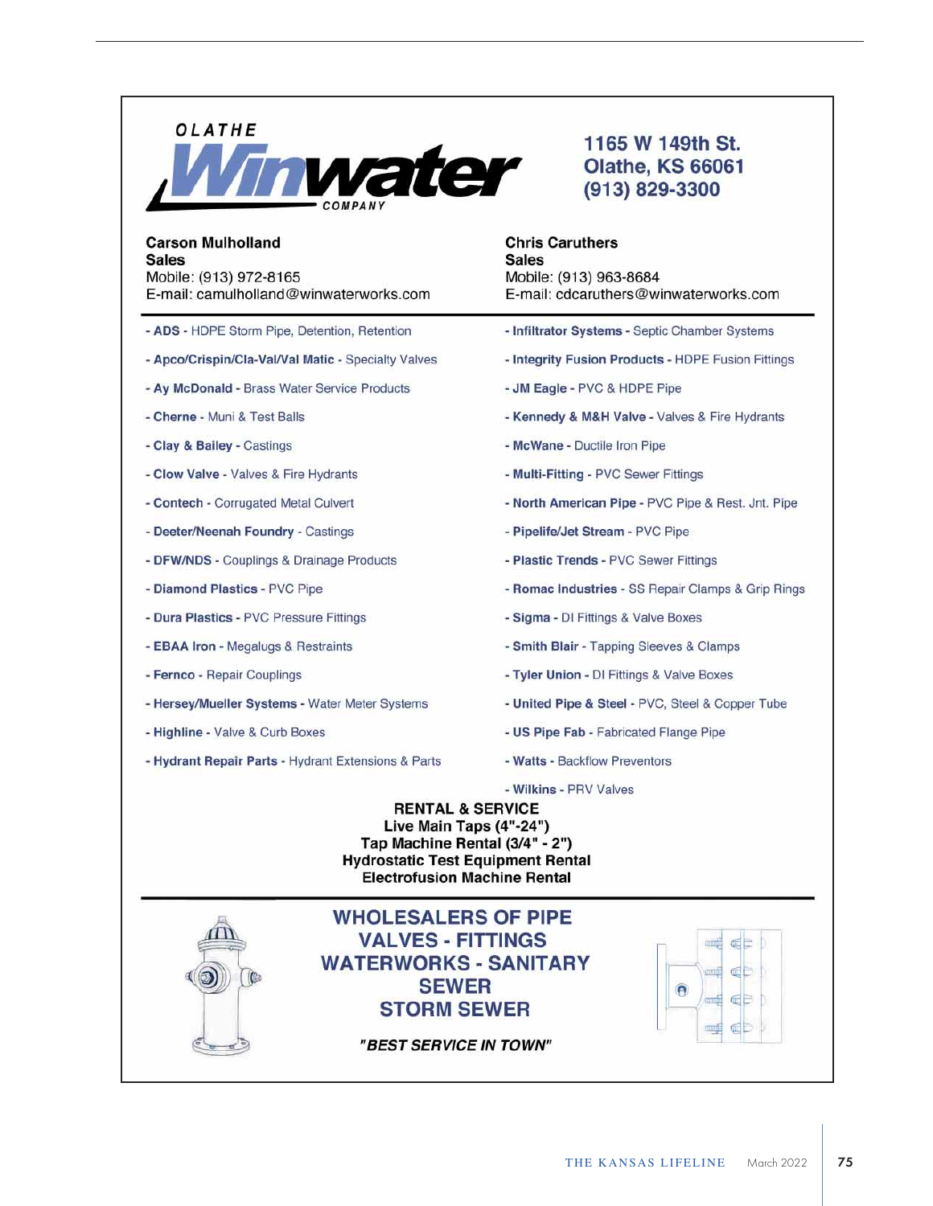# OLATHE Winwater COMPANY

**1165 W 149th St.**
**Olathe, KS 66061**
**(913) 829-3300**

**Carson Mulholland**
**Sales**
Mobile: (913) 972-8165
E-mail: camulholland@winwaterworks.com

**Chris Caruthers**
**Sales**
Mobile: (913) 963-8684
E-mail: cdcaruthers@winwaterworks.com

- **ADS** - HDPE Storm Pipe, Detention, Retention
- **Apco/Crispin/Cla-Val/Val Matic** - Specialty Valves
- **Ay McDonald** - Brass Water Service Products
- **Cherne** - Muni & Test Balls
- **Clay & Bailey** - Castings
- **Clow Valve** - Valves & Fire Hydrants
- **Contech** - Corrugated Metal Culvert
- **Deeter/Neenah Foundry** - Castings
- **DFW/NDS** - Couplings & Drainage Products
- **Diamond Plastics** - PVC Pipe
- **Dura Plastics** - PVC Pressure Fittings
- **EBAA Iron** - Megalugs & Restraints
- **Fernco** - Repair Couplings
- **Hersey/Mueller Systems** - Water Meter Systems
- **Highline** - Valve & Curb Boxes
- **Hydrant Repair Parts** - Hydrant Extensions & Parts
- **Infiltrator Systems** - Septic Chamber Systems
- **Integrity Fusion Products** - HDPE Fusion Fittings
- **JM Eagle** - PVC & HDPE Pipe
- **Kennedy & M&H Valve** - Valves & Fire Hydrants
- **McWane** - Ductile Iron Pipe
- **Multi-Fitting** - PVC Sewer Fittings
- **North American Pipe** - PVC Pipe & Rest. Jnt. Pipe
- **Pipelife/Jet Stream** - PVC Pipe
- **Plastic Trends** - PVC Sewer Fittings
- **Romac Industries** - SS Repair Clamps & Grip Rings
- **Sigma** - DI Fittings & Valve Boxes
- **Smith Blair** - Tapping Sleeves & Clamps
- **Tyler Union** - DI Fittings & Valve Boxes
- **United Pipe & Steel** - PVC, Steel & Copper Tube
- **US Pipe Fab** - Fabricated Flange Pipe
- **Watts** - Backflow Preventors
- **Wilkins** - PRV Valves

**RENTAL & SERVICE**
**Live Main Taps (4"-24")**
**Tap Machine Rental (3/4" - 2")**
**Hydrostatic Test Equipment Rental**
**Electrofusion Machine Rental**

**WHOLESALERS OF PIPE**
**VALVES - FITTINGS**
**WATERWORKS - SANITARY**
**SEWER**
**STORM SEWER**

***"BEST SERVICE IN TOWN"***